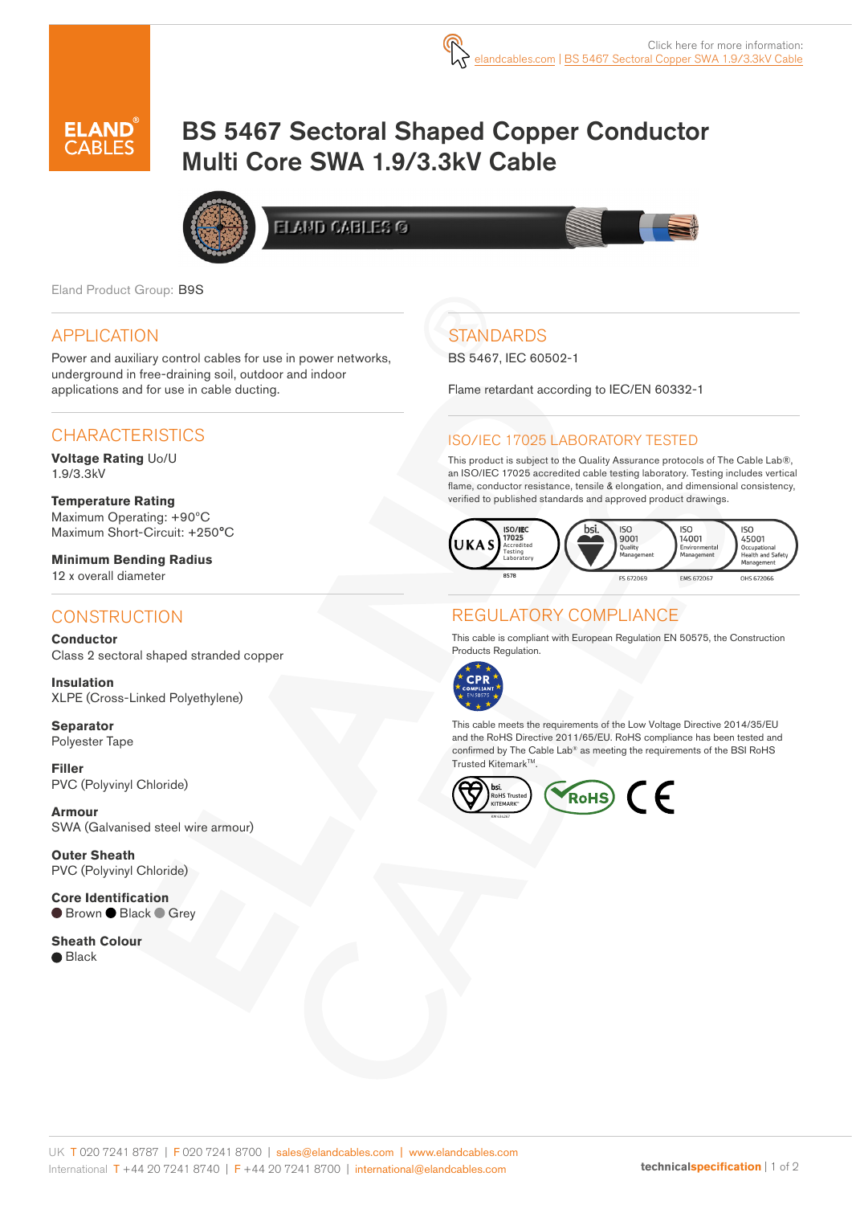Click here for more information: elandcables.com | BS 5467 Sectoral Copper SWA 1.9/3.3kV Cable

# BS 5467 Sectoral Shaped Copper Conductor Multi Core SWA 1.9/3.3kV Cable

Eland Product Group: B9S

## APPLICATION

Power and auxiliary control cables for use in power networks, underground in free-draining soil, outdoor and indoor applications and for use in cable ducting.

## CHARACTERISTICS

**Voltage Rating** Uo/U
1.9/3.3kV

**Temperature Rating**
Maximum Operating: +90°C
Maximum Short-Circuit: +250°C

**Minimum Bending Radius**
12 x overall diameter

## CONSTRUCTION

**Conductor**
Class 2 sectoral shaped stranded copper

**Insulation**
XLPE (Cross-Linked Polyethylene)

**Separator**
Polyester Tape

**Filler**
PVC (Polyvinyl Chloride)

**Armour**
SWA (Galvanised steel wire armour)

**Outer Sheath**
PVC (Polyvinyl Chloride)

**Core Identification**
Brown, Black, Grey

**Sheath Colour**
Black

## STANDARDS

BS 5467, IEC 60502-1

Flame retardant according to IEC/EN 60332-1

## ISO/IEC 17025 LABORATORY TESTED

This product is subject to the Quality Assurance protocols of The Cable Lab®, an ISO/IEC 17025 accredited cable testing laboratory. Testing includes vertical flame, conductor resistance, tensile & elongation, and dimensional consistency, verified to published standards and approved product drawings.

UKAS ISO/IEC 17025 Accredited Testing Laboratory 8578 | bsi. ISO 9001 Quality Management FS 672069 | ISO 14001 Environmental Management EMS 672067 | ISO 45001 Occupational Health and Safety Management OHS 672066

## REGULATORY COMPLIANCE

This cable is compliant with European Regulation EN 50575, the Construction Products Regulation.

CPR COMPLIANT EN 50575

This cable meets the requirements of the Low Voltage Directive 2014/35/EU and the RoHS Directive 2011/65/EU. RoHS compliance has been tested and confirmed by The Cable Lab® as meeting the requirements of the BSI RoHS Trusted Kitemark™.

bsi. RoHS Trusted KITEMARK™ | RoHS | CE

UK T 020 7241 8787 | F 020 7241 8700 | sales@elandcables.com | www.elandcables.com
International T +44 20 7241 8740 | F +44 20 7241 8700 | international@elandcables.com

technicalspecification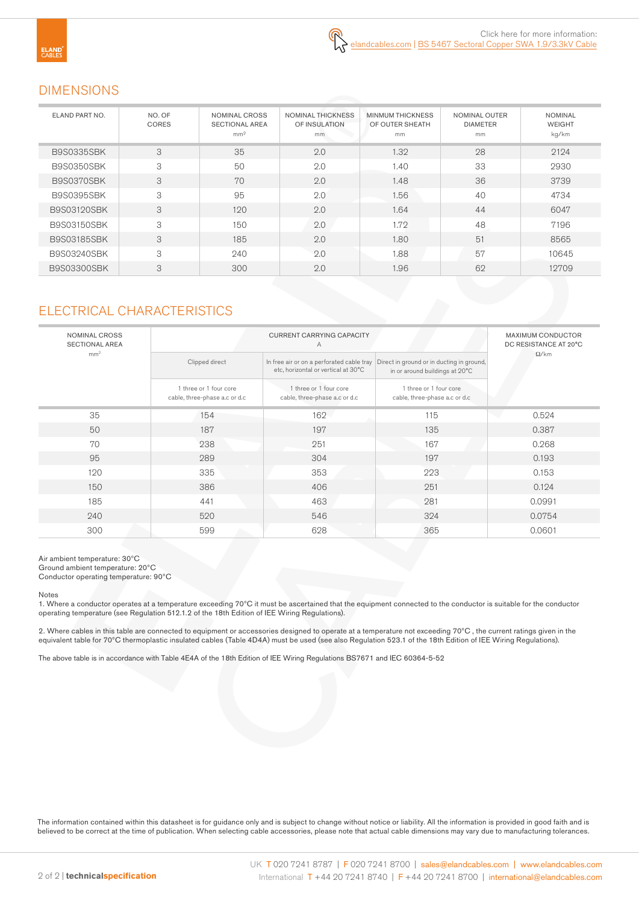Click here for more information: elandcables.com | BS 5467 Sectoral Copper SWA 1.9/3.3kV Cable

## DIMENSIONS

| ELAND PART NO. | NO. OF CORES | NOMINAL CROSS SECTIONAL AREA mm² | NOMINAL THICKNESS OF INSULATION mm | MINMUM THICKNESS OF OUTER SHEATH mm | NOMINAL OUTER DIAMETER mm | NOMINAL WEIGHT kg/km |
|---|---|---|---|---|---|---|
| B9S0335SBK | 3 | 35 | 2.0 | 1.32 | 28 | 2124 |
| B9S0350SBK | 3 | 50 | 2.0 | 1.40 | 33 | 2930 |
| B9S0370SBK | 3 | 70 | 2.0 | 1.48 | 36 | 3739 |
| B9S0395SBK | 3 | 95 | 2.0 | 1.56 | 40 | 4734 |
| B9S03120SBK | 3 | 120 | 2.0 | 1.64 | 44 | 6047 |
| B9S03150SBK | 3 | 150 | 2.0 | 1.72 | 48 | 7196 |
| B9S03185SBK | 3 | 185 | 2.0 | 1.80 | 51 | 8565 |
| B9S03240SBK | 3 | 240 | 2.0 | 1.88 | 57 | 10645 |
| B9S03300SBK | 3 | 300 | 2.0 | 1.96 | 62 | 12709 |

## ELECTRICAL CHARACTERISTICS

| NOMINAL CROSS SECTIONAL AREA mm² | CURRENT CARRYING CAPACITY A | | | MAXIMUM CONDUCTOR DC RESISTANCE AT 20°C Ω/km |
|---|---|---|---|---|
| | Clipped direct | In free air or on a perforated cable tray etc, horizontal or vertical at 30°C | Direct in ground or in ducting in ground, in or around buildings at 20°C | |
| | 1 three or 1 four core cable, three-phase a.c or d.c | 1 three or 1 four core cable, three-phase a.c or d.c | 1 three or 1 four core cable, three-phase a.c or d.c | |
| 35 | 154 | 162 | 115 | 0.524 |
| 50 | 187 | 197 | 135 | 0.387 |
| 70 | 238 | 251 | 167 | 0.268 |
| 95 | 289 | 304 | 197 | 0.193 |
| 120 | 335 | 353 | 223 | 0.153 |
| 150 | 386 | 406 | 251 | 0.124 |
| 185 | 441 | 463 | 281 | 0.0991 |
| 240 | 520 | 546 | 324 | 0.0754 |
| 300 | 599 | 628 | 365 | 0.0601 |

Air ambient temperature: 30°C
Ground ambient temperature: 20°C
Conductor operating temperature: 90°C

Notes

1. Where a conductor operates at a temperature exceeding 70°C it must be ascertained that the equipment connected to the conductor is suitable for the conductor operating temperature (see Regulation 512.1.2 of the 18th Edition of IEE Wiring Regulations).

2. Where cables in this table are connected to equipment or accessories designed to operate at a temperature not exceeding 70°C , the current ratings given in the equivalent table for 70°C thermoplastic insulated cables (Table 4D4A) must be used (see also Regulation 523.1 of the 18th Edition of IEE Wiring Regulations).

The above table is in accordance with Table 4E4A of the 18th Edition of IEE Wiring Regulations BS7671 and IEC 60364-5-52

The information contained within this datasheet is for guidance only and is subject to change without notice or liability. All the information is provided in good faith and is believed to be correct at the time of publication. When selecting cable accessories, please note that actual cable dimensions may vary due to manufacturing tolerances.

UK T 020 7241 8787 | F 020 7241 8700 | sales@elandcables.com | www.elandcables.com
International T +44 20 7241 8740 | F +44 20 7241 8700 | international@elandcables.com